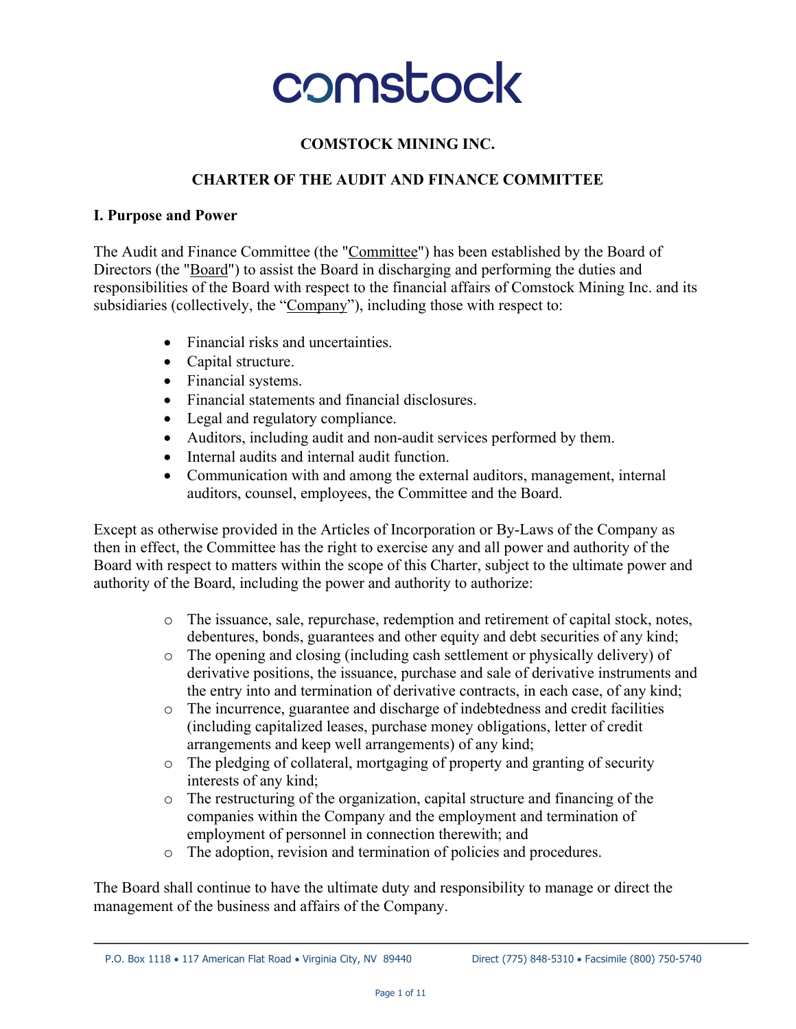comstock

**COMSTOCK MINING INC.**

**CHARTER OF THE AUDIT AND FINANCE COMMITTEE**

## I. Purpose and Power

The Audit and Finance Committee (the "Committee") has been established by the Board of Directors (the "Board") to assist the Board in discharging and performing the duties and responsibilities of the Board with respect to the financial affairs of Comstock Mining Inc. and its subsidiaries (collectively, the "Company"), including those with respect to:

- Financial risks and uncertainties.
- Capital structure.
- Financial systems.
- Financial statements and financial disclosures.
- Legal and regulatory compliance.
- Auditors, including audit and non-audit services performed by them.
- Internal audits and internal audit function.
- Communication with and among the external auditors, management, internal auditors, counsel, employees, the Committee and the Board.

Except as otherwise provided in the Articles of Incorporation or By-Laws of the Company as then in effect, the Committee has the right to exercise any and all power and authority of the Board with respect to matters within the scope of this Charter, subject to the ultimate power and authority of the Board, including the power and authority to authorize:

- The issuance, sale, repurchase, redemption and retirement of capital stock, notes, debentures, bonds, guarantees and other equity and debt securities of any kind;
- The opening and closing (including cash settlement or physically delivery) of derivative positions, the issuance, purchase and sale of derivative instruments and the entry into and termination of derivative contracts, in each case, of any kind;
- The incurrence, guarantee and discharge of indebtedness and credit facilities (including capitalized leases, purchase money obligations, letter of credit arrangements and keep well arrangements) of any kind;
- The pledging of collateral, mortgaging of property and granting of security interests of any kind;
- The restructuring of the organization, capital structure and financing of the companies within the Company and the employment and termination of employment of personnel in connection therewith; and
- The adoption, revision and termination of policies and procedures.

The Board shall continue to have the ultimate duty and responsibility to manage or direct the management of the business and affairs of the Company.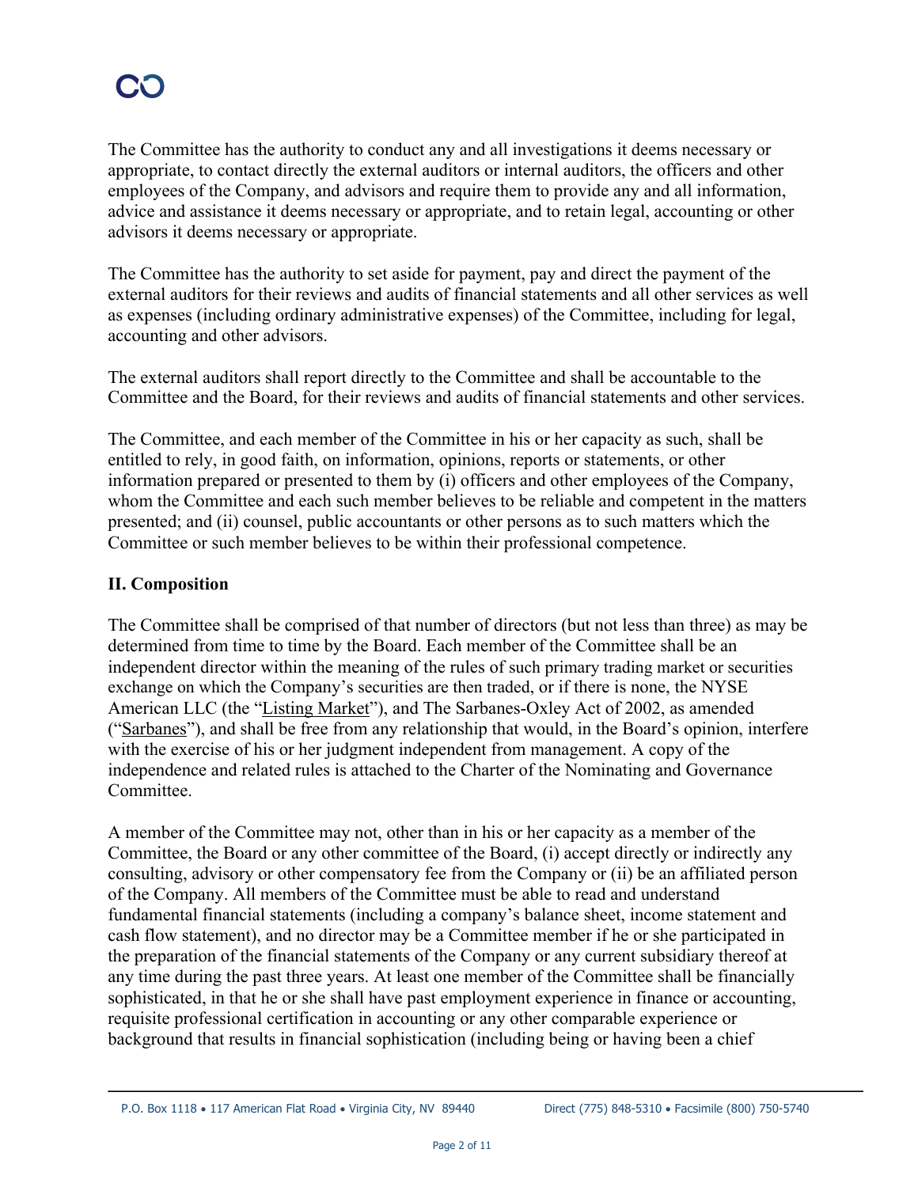The Committee has the authority to conduct any and all investigations it deems necessary or appropriate, to contact directly the external auditors or internal auditors, the officers and other employees of the Company, and advisors and require them to provide any and all information, advice and assistance it deems necessary or appropriate, and to retain legal, accounting or other advisors it deems necessary or appropriate.

The Committee has the authority to set aside for payment, pay and direct the payment of the external auditors for their reviews and audits of financial statements and all other services as well as expenses (including ordinary administrative expenses) of the Committee, including for legal, accounting and other advisors.

The external auditors shall report directly to the Committee and shall be accountable to the Committee and the Board, for their reviews and audits of financial statements and other services.

The Committee, and each member of the Committee in his or her capacity as such, shall be entitled to rely, in good faith, on information, opinions, reports or statements, or other information prepared or presented to them by (i) officers and other employees of the Company, whom the Committee and each such member believes to be reliable and competent in the matters presented; and (ii) counsel, public accountants or other persons as to such matters which the Committee or such member believes to be within their professional competence.

## II. Composition

The Committee shall be comprised of that number of directors (but not less than three) as may be determined from time to time by the Board. Each member of the Committee shall be an independent director within the meaning of the rules of such primary trading market or securities exchange on which the Company's securities are then traded, or if there is none, the NYSE American LLC (the "Listing Market"), and The Sarbanes-Oxley Act of 2002, as amended ("Sarbanes"), and shall be free from any relationship that would, in the Board's opinion, interfere with the exercise of his or her judgment independent from management. A copy of the independence and related rules is attached to the Charter of the Nominating and Governance Committee.

A member of the Committee may not, other than in his or her capacity as a member of the Committee, the Board or any other committee of the Board, (i) accept directly or indirectly any consulting, advisory or other compensatory fee from the Company or (ii) be an affiliated person of the Company. All members of the Committee must be able to read and understand fundamental financial statements (including a company's balance sheet, income statement and cash flow statement), and no director may be a Committee member if he or she participated in the preparation of the financial statements of the Company or any current subsidiary thereof at any time during the past three years. At least one member of the Committee shall be financially sophisticated, in that he or she shall have past employment experience in finance or accounting, requisite professional certification in accounting or any other comparable experience or background that results in financial sophistication (including being or having been a chief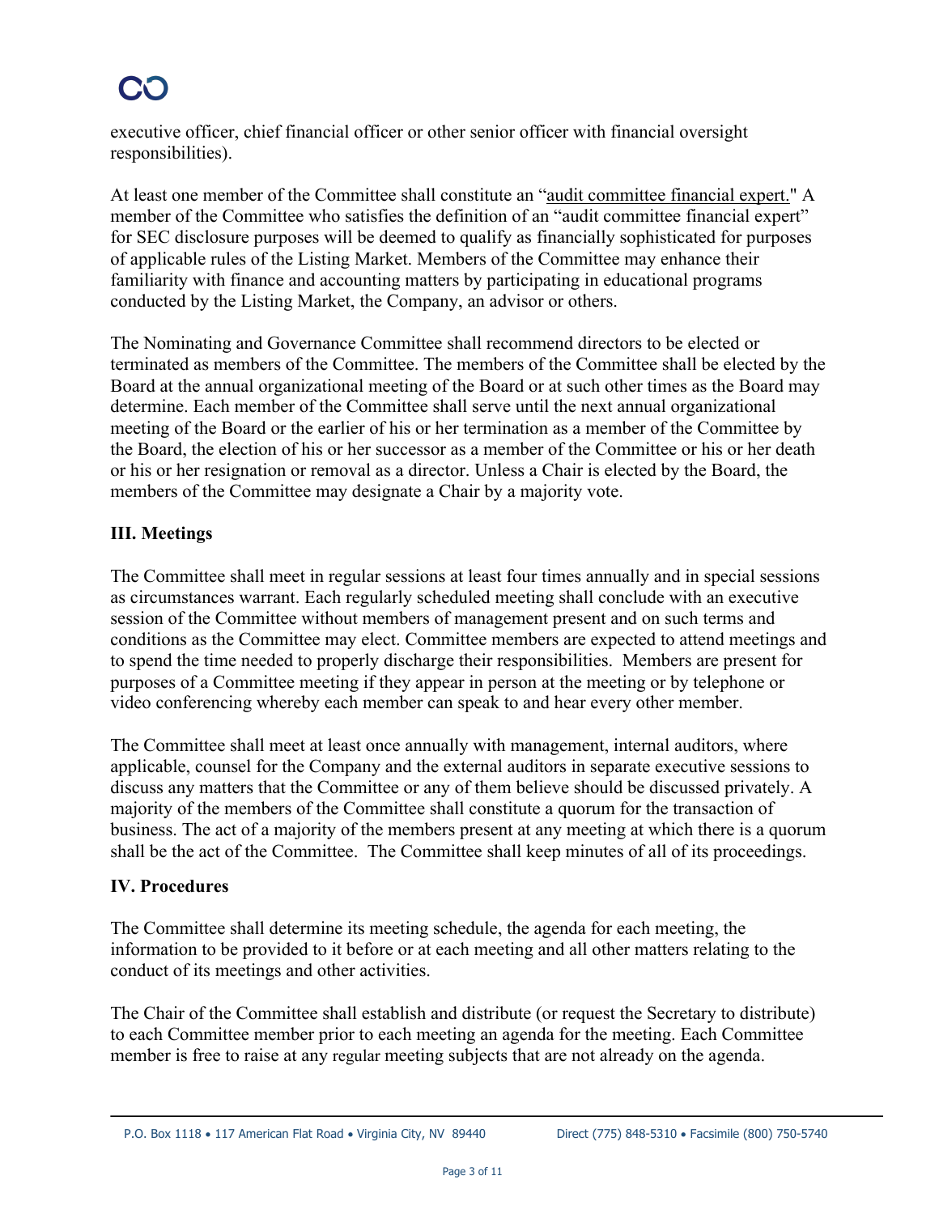executive officer, chief financial officer or other senior officer with financial oversight responsibilities).

At least one member of the Committee shall constitute an "audit committee financial expert." A member of the Committee who satisfies the definition of an "audit committee financial expert" for SEC disclosure purposes will be deemed to qualify as financially sophisticated for purposes of applicable rules of the Listing Market. Members of the Committee may enhance their familiarity with finance and accounting matters by participating in educational programs conducted by the Listing Market, the Company, an advisor or others.

The Nominating and Governance Committee shall recommend directors to be elected or terminated as members of the Committee. The members of the Committee shall be elected by the Board at the annual organizational meeting of the Board or at such other times as the Board may determine. Each member of the Committee shall serve until the next annual organizational meeting of the Board or the earlier of his or her termination as a member of the Committee by the Board, the election of his or her successor as a member of the Committee or his or her death or his or her resignation or removal as a director. Unless a Chair is elected by the Board, the members of the Committee may designate a Chair by a majority vote.

## III. Meetings

The Committee shall meet in regular sessions at least four times annually and in special sessions as circumstances warrant. Each regularly scheduled meeting shall conclude with an executive session of the Committee without members of management present and on such terms and conditions as the Committee may elect. Committee members are expected to attend meetings and to spend the time needed to properly discharge their responsibilities. Members are present for purposes of a Committee meeting if they appear in person at the meeting or by telephone or video conferencing whereby each member can speak to and hear every other member.

The Committee shall meet at least once annually with management, internal auditors, where applicable, counsel for the Company and the external auditors in separate executive sessions to discuss any matters that the Committee or any of them believe should be discussed privately. A majority of the members of the Committee shall constitute a quorum for the transaction of business. The act of a majority of the members present at any meeting at which there is a quorum shall be the act of the Committee. The Committee shall keep minutes of all of its proceedings.

## IV. Procedures

The Committee shall determine its meeting schedule, the agenda for each meeting, the information to be provided to it before or at each meeting and all other matters relating to the conduct of its meetings and other activities.

The Chair of the Committee shall establish and distribute (or request the Secretary to distribute) to each Committee member prior to each meeting an agenda for the meeting. Each Committee member is free to raise at any regular meeting subjects that are not already on the agenda.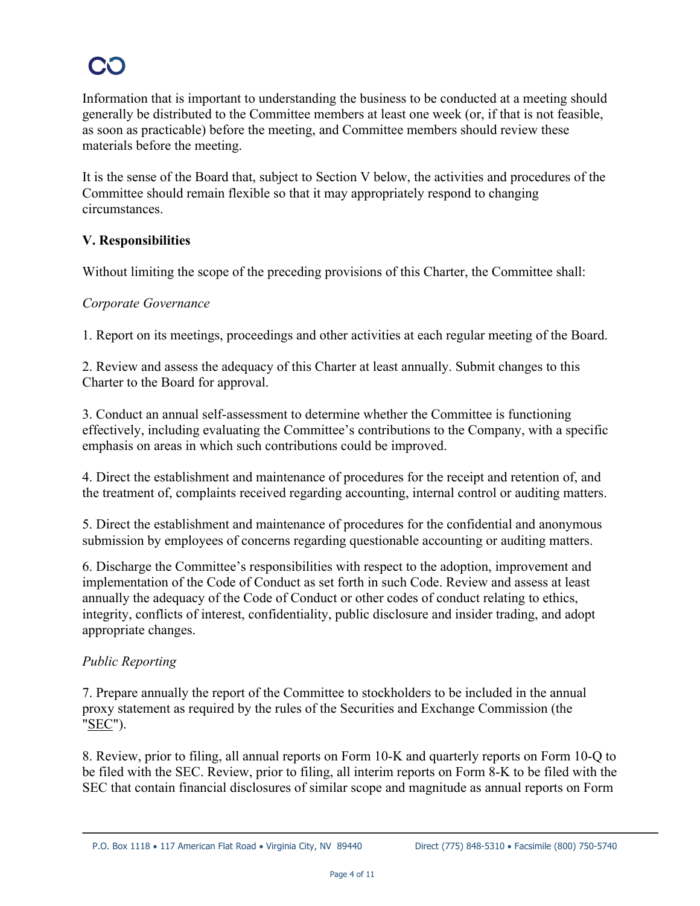Information that is important to understanding the business to be conducted at a meeting should generally be distributed to the Committee members at least one week (or, if that is not feasible, as soon as practicable) before the meeting, and Committee members should review these materials before the meeting.

It is the sense of the Board that, subject to Section V below, the activities and procedures of the Committee should remain flexible so that it may appropriately respond to changing circumstances.

**V. Responsibilities**

Without limiting the scope of the preceding provisions of this Charter, the Committee shall:

*Corporate Governance*

1. Report on its meetings, proceedings and other activities at each regular meeting of the Board.

2. Review and assess the adequacy of this Charter at least annually. Submit changes to this Charter to the Board for approval.

3. Conduct an annual self-assessment to determine whether the Committee is functioning effectively, including evaluating the Committee's contributions to the Company, with a specific emphasis on areas in which such contributions could be improved.

4. Direct the establishment and maintenance of procedures for the receipt and retention of, and the treatment of, complaints received regarding accounting, internal control or auditing matters.

5. Direct the establishment and maintenance of procedures for the confidential and anonymous submission by employees of concerns regarding questionable accounting or auditing matters.

6. Discharge the Committee's responsibilities with respect to the adoption, improvement and implementation of the Code of Conduct as set forth in such Code. Review and assess at least annually the adequacy of the Code of Conduct or other codes of conduct relating to ethics, integrity, conflicts of interest, confidentiality, public disclosure and insider trading, and adopt appropriate changes.

*Public Reporting*

7. Prepare annually the report of the Committee to stockholders to be included in the annual proxy statement as required by the rules of the Securities and Exchange Commission (the "SEC").

8. Review, prior to filing, all annual reports on Form 10-K and quarterly reports on Form 10-Q to be filed with the SEC. Review, prior to filing, all interim reports on Form 8-K to be filed with the SEC that contain financial disclosures of similar scope and magnitude as annual reports on Form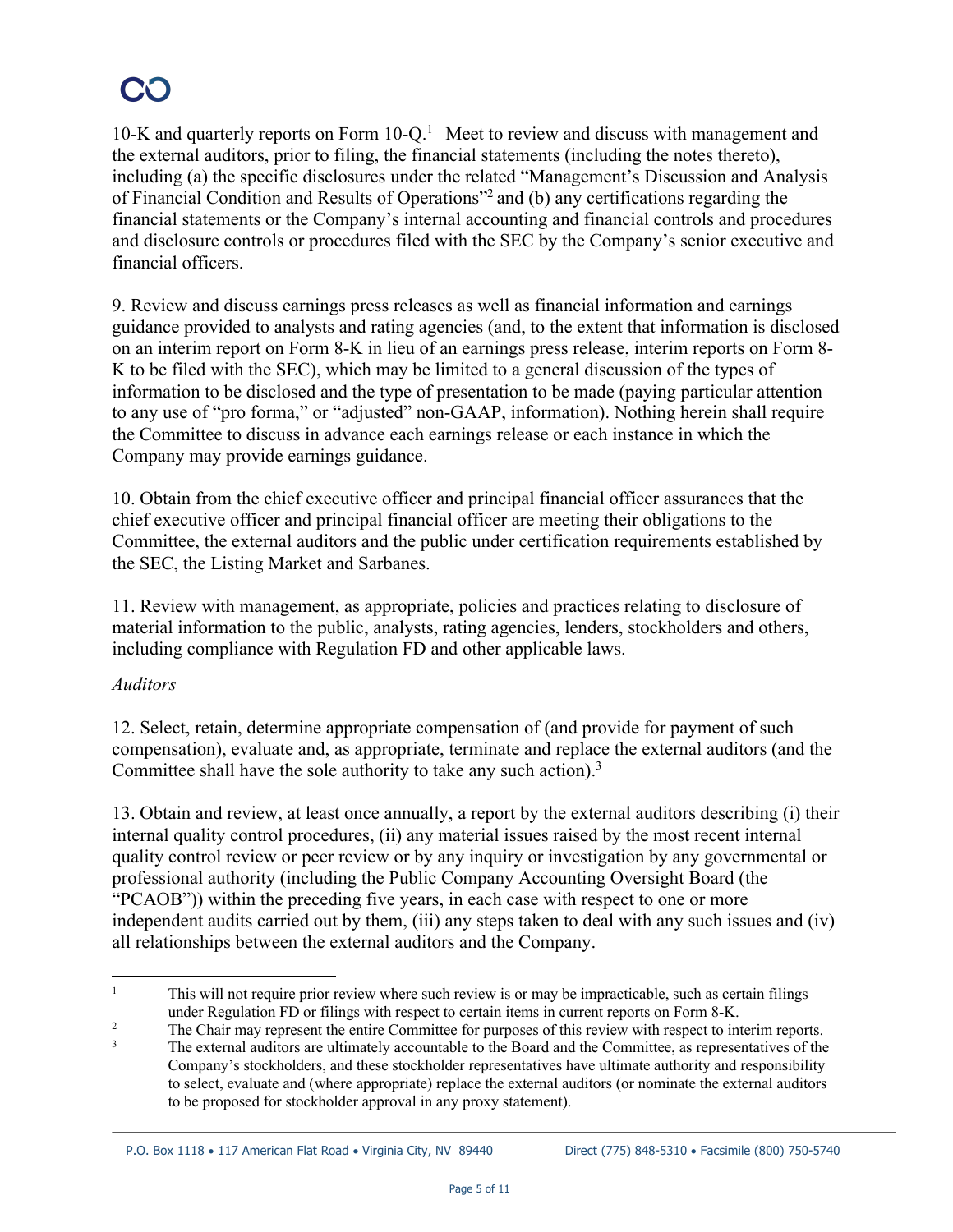10-K and quarterly reports on Form 10-Q.[1] Meet to review and discuss with management and the external auditors, prior to filing, the financial statements (including the notes thereto), including (a) the specific disclosures under the related "Management's Discussion and Analysis of Financial Condition and Results of Operations"[2] and (b) any certifications regarding the financial statements or the Company's internal accounting and financial controls and procedures and disclosure controls or procedures filed with the SEC by the Company's senior executive and financial officers.

9. Review and discuss earnings press releases as well as financial information and earnings guidance provided to analysts and rating agencies (and, to the extent that information is disclosed on an interim report on Form 8-K in lieu of an earnings press release, interim reports on Form 8-K to be filed with the SEC), which may be limited to a general discussion of the types of information to be disclosed and the type of presentation to be made (paying particular attention to any use of "pro forma," or "adjusted" non-GAAP, information). Nothing herein shall require the Committee to discuss in advance each earnings release or each instance in which the Company may provide earnings guidance.

10. Obtain from the chief executive officer and principal financial officer assurances that the chief executive officer and principal financial officer are meeting their obligations to the Committee, the external auditors and the public under certification requirements established by the SEC, the Listing Market and Sarbanes.

11. Review with management, as appropriate, policies and practices relating to disclosure of material information to the public, analysts, rating agencies, lenders, stockholders and others, including compliance with Regulation FD and other applicable laws.

*Auditors*

12. Select, retain, determine appropriate compensation of (and provide for payment of such compensation), evaluate and, as appropriate, terminate and replace the external auditors (and the Committee shall have the sole authority to take any such action).[3]

13. Obtain and review, at least once annually, a report by the external auditors describing (i) their internal quality control procedures, (ii) any material issues raised by the most recent internal quality control review or peer review or by any inquiry or investigation by any governmental or professional authority (including the Public Company Accounting Oversight Board (the "PCAOB")) within the preceding five years, in each case with respect to one or more independent audits carried out by them, (iii) any steps taken to deal with any such issues and (iv) all relationships between the external auditors and the Company.

---

[1] This will not require prior review where such review is or may be impracticable, such as certain filings under Regulation FD or filings with respect to certain items in current reports on Form 8-K.

[2] The Chair may represent the entire Committee for purposes of this review with respect to interim reports.

[3] The external auditors are ultimately accountable to the Board and the Committee, as representatives of the Company's stockholders, and these stockholder representatives have ultimate authority and responsibility to select, evaluate and (where appropriate) replace the external auditors (or nominate the external auditors to be proposed for stockholder approval in any proxy statement).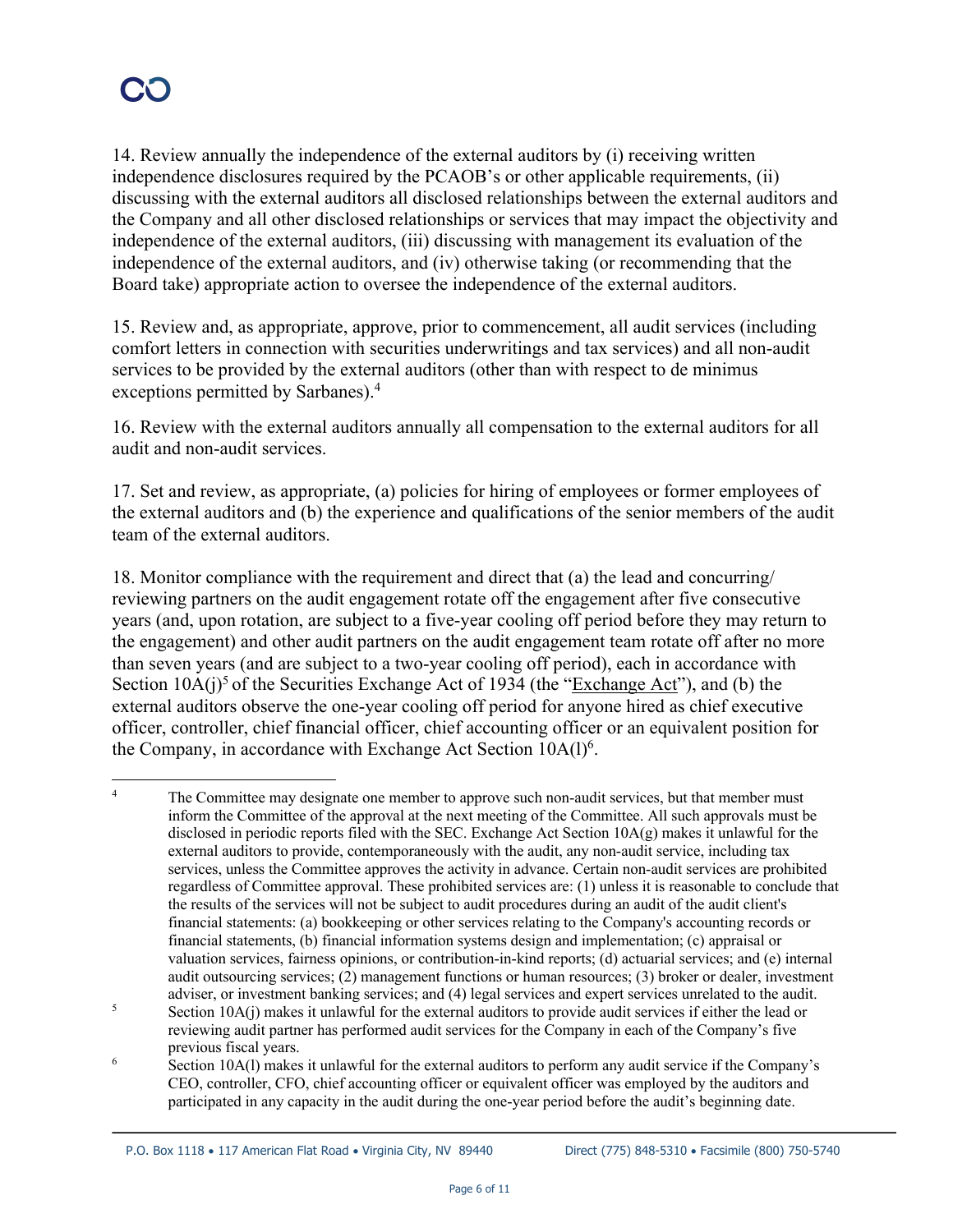14. Review annually the independence of the external auditors by (i) receiving written independence disclosures required by the PCAOB's or other applicable requirements, (ii) discussing with the external auditors all disclosed relationships between the external auditors and the Company and all other disclosed relationships or services that may impact the objectivity and independence of the external auditors, (iii) discussing with management its evaluation of the independence of the external auditors, and (iv) otherwise taking (or recommending that the Board take) appropriate action to oversee the independence of the external auditors.

15. Review and, as appropriate, approve, prior to commencement, all audit services (including comfort letters in connection with securities underwritings and tax services) and all non-audit services to be provided by the external auditors (other than with respect to de minimus exceptions permitted by Sarbanes).[4]

16. Review with the external auditors annually all compensation to the external auditors for all audit and non-audit services.

17. Set and review, as appropriate, (a) policies for hiring of employees or former employees of the external auditors and (b) the experience and qualifications of the senior members of the audit team of the external auditors.

18. Monitor compliance with the requirement and direct that (a) the lead and concurring/ reviewing partners on the audit engagement rotate off the engagement after five consecutive years (and, upon rotation, are subject to a five-year cooling off period before they may return to the engagement) and other audit partners on the audit engagement team rotate off after no more than seven years (and are subject to a two-year cooling off period), each in accordance with Section 10A(j)[5] of the Securities Exchange Act of 1934 (the "Exchange Act"), and (b) the external auditors observe the one-year cooling off period for anyone hired as chief executive officer, controller, chief financial officer, chief accounting officer or an equivalent position for the Company, in accordance with Exchange Act Section 10A(l)[6].

---

[4] The Committee may designate one member to approve such non-audit services, but that member must inform the Committee of the approval at the next meeting of the Committee. All such approvals must be disclosed in periodic reports filed with the SEC. Exchange Act Section 10A(g) makes it unlawful for the external auditors to provide, contemporaneously with the audit, any non-audit service, including tax services, unless the Committee approves the activity in advance. Certain non-audit services are prohibited regardless of Committee approval. These prohibited services are: (1) unless it is reasonable to conclude that the results of the services will not be subject to audit procedures during an audit of the audit client's financial statements: (a) bookkeeping or other services relating to the Company's accounting records or financial statements, (b) financial information systems design and implementation; (c) appraisal or valuation services, fairness opinions, or contribution-in-kind reports; (d) actuarial services; and (e) internal audit outsourcing services; (2) management functions or human resources; (3) broker or dealer, investment adviser, or investment banking services; and (4) legal services and expert services unrelated to the audit.

[5] Section 10A(j) makes it unlawful for the external auditors to provide audit services if either the lead or reviewing audit partner has performed audit services for the Company in each of the Company's five previous fiscal years.

[6] Section 10A(l) makes it unlawful for the external auditors to perform any audit service if the Company's CEO, controller, CFO, chief accounting officer or equivalent officer was employed by the auditors and participated in any capacity in the audit during the one-year period before the audit's beginning date.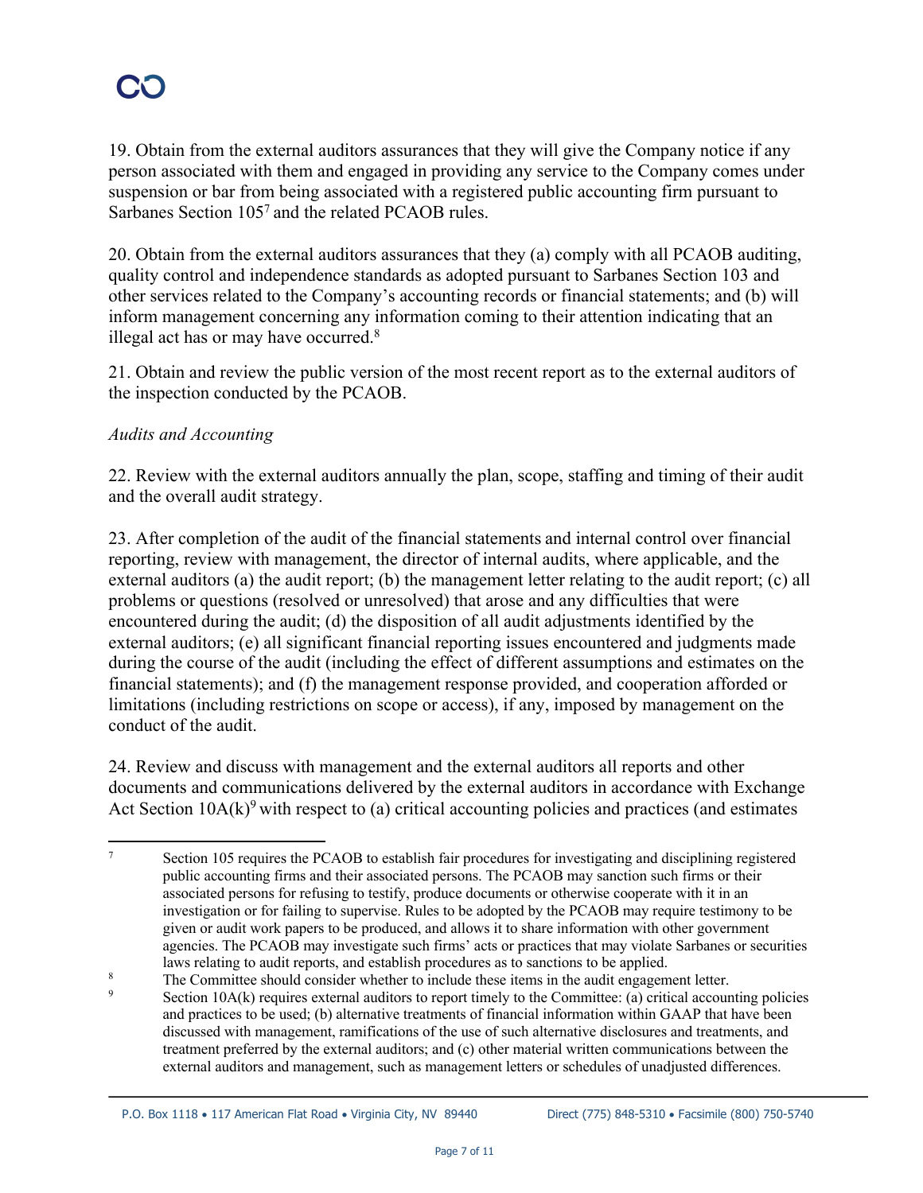19. Obtain from the external auditors assurances that they will give the Company notice if any person associated with them and engaged in providing any service to the Company comes under suspension or bar from being associated with a registered public accounting firm pursuant to Sarbanes Section 105[7] and the related PCAOB rules.

20. Obtain from the external auditors assurances that they (a) comply with all PCAOB auditing, quality control and independence standards as adopted pursuant to Sarbanes Section 103 and other services related to the Company's accounting records or financial statements; and (b) will inform management concerning any information coming to their attention indicating that an illegal act has or may have occurred.[8]

21. Obtain and review the public version of the most recent report as to the external auditors of the inspection conducted by the PCAOB.

*Audits and Accounting*

22. Review with the external auditors annually the plan, scope, staffing and timing of their audit and the overall audit strategy.

23. After completion of the audit of the financial statements and internal control over financial reporting, review with management, the director of internal audits, where applicable, and the external auditors (a) the audit report; (b) the management letter relating to the audit report; (c) all problems or questions (resolved or unresolved) that arose and any difficulties that were encountered during the audit; (d) the disposition of all audit adjustments identified by the external auditors; (e) all significant financial reporting issues encountered and judgments made during the course of the audit (including the effect of different assumptions and estimates on the financial statements); and (f) the management response provided, and cooperation afforded or limitations (including restrictions on scope or access), if any, imposed by management on the conduct of the audit.

24. Review and discuss with management and the external auditors all reports and other documents and communications delivered by the external auditors in accordance with Exchange Act Section 10A(k)[9] with respect to (a) critical accounting policies and practices (and estimates

---

[7] Section 105 requires the PCAOB to establish fair procedures for investigating and disciplining registered public accounting firms and their associated persons. The PCAOB may sanction such firms or their associated persons for refusing to testify, produce documents or otherwise cooperate with it in an investigation or for failing to supervise. Rules to be adopted by the PCAOB may require testimony to be given or audit work papers to be produced, and allows it to share information with other government agencies. The PCAOB may investigate such firms' acts or practices that may violate Sarbanes or securities laws relating to audit reports, and establish procedures as to sanctions to be applied.

[8] The Committee should consider whether to include these items in the audit engagement letter.

[9] Section 10A(k) requires external auditors to report timely to the Committee: (a) critical accounting policies and practices to be used; (b) alternative treatments of financial information within GAAP that have been discussed with management, ramifications of the use of such alternative disclosures and treatments, and treatment preferred by the external auditors; and (c) other material written communications between the external auditors and management, such as management letters or schedules of unadjusted differences.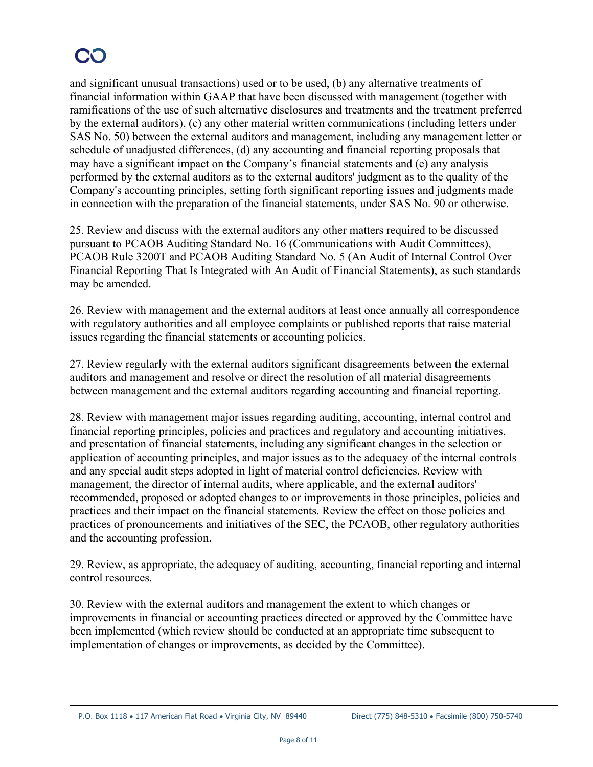and significant unusual transactions) used or to be used, (b) any alternative treatments of financial information within GAAP that have been discussed with management (together with ramifications of the use of such alternative disclosures and treatments and the treatment preferred by the external auditors), (c) any other material written communications (including letters under SAS No. 50) between the external auditors and management, including any management letter or schedule of unadjusted differences, (d) any accounting and financial reporting proposals that may have a significant impact on the Company's financial statements and (e) any analysis performed by the external auditors as to the external auditors' judgment as to the quality of the Company's accounting principles, setting forth significant reporting issues and judgments made in connection with the preparation of the financial statements, under SAS No. 90 or otherwise.

25. Review and discuss with the external auditors any other matters required to be discussed pursuant to PCAOB Auditing Standard No. 16 (Communications with Audit Committees), PCAOB Rule 3200T and PCAOB Auditing Standard No. 5 (An Audit of Internal Control Over Financial Reporting That Is Integrated with An Audit of Financial Statements), as such standards may be amended.

26. Review with management and the external auditors at least once annually all correspondence with regulatory authorities and all employee complaints or published reports that raise material issues regarding the financial statements or accounting policies.

27. Review regularly with the external auditors significant disagreements between the external auditors and management and resolve or direct the resolution of all material disagreements between management and the external auditors regarding accounting and financial reporting.

28. Review with management major issues regarding auditing, accounting, internal control and financial reporting principles, policies and practices and regulatory and accounting initiatives, and presentation of financial statements, including any significant changes in the selection or application of accounting principles, and major issues as to the adequacy of the internal controls and any special audit steps adopted in light of material control deficiencies. Review with management, the director of internal audits, where applicable, and the external auditors' recommended, proposed or adopted changes to or improvements in those principles, policies and practices and their impact on the financial statements. Review the effect on those policies and practices of pronouncements and initiatives of the SEC, the PCAOB, other regulatory authorities and the accounting profession.

29. Review, as appropriate, the adequacy of auditing, accounting, financial reporting and internal control resources.

30. Review with the external auditors and management the extent to which changes or improvements in financial or accounting practices directed or approved by the Committee have been implemented (which review should be conducted at an appropriate time subsequent to implementation of changes or improvements, as decided by the Committee).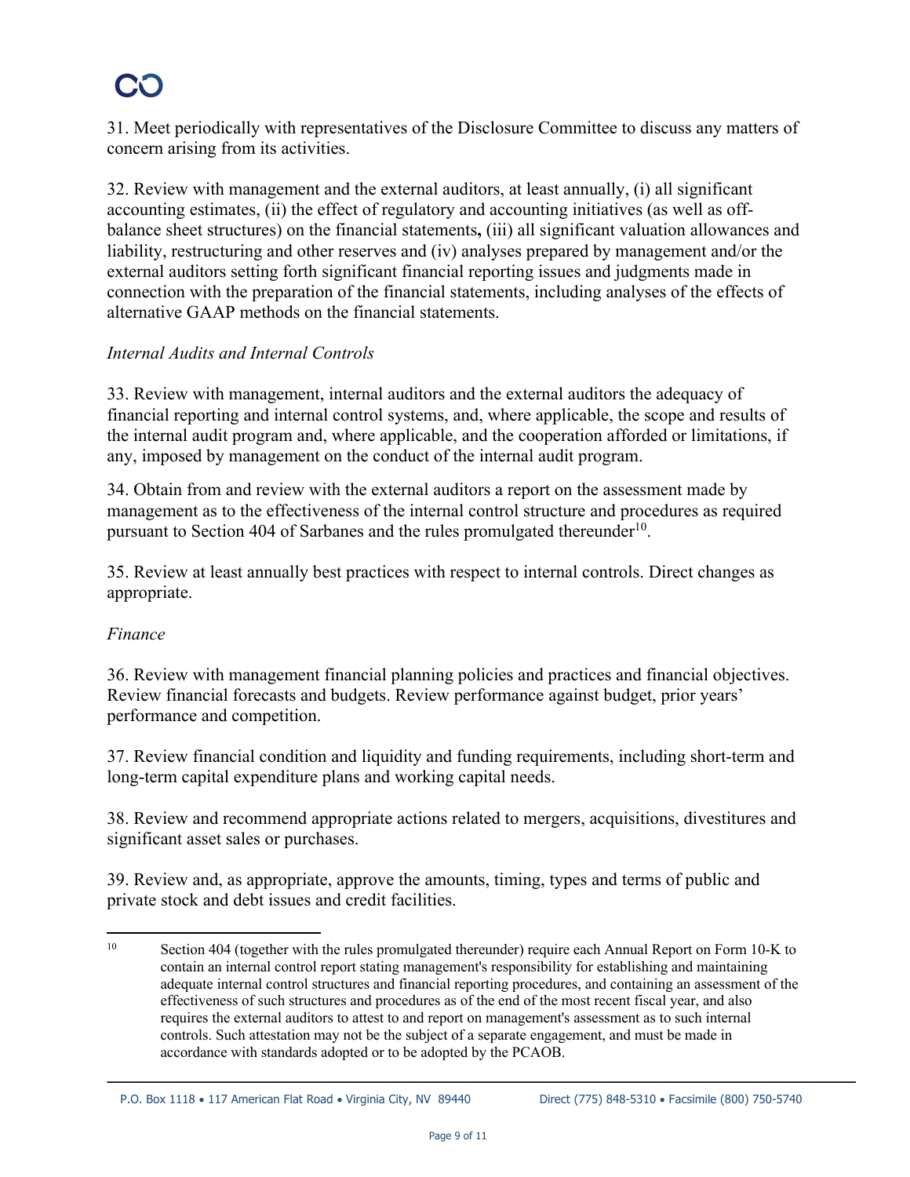31. Meet periodically with representatives of the Disclosure Committee to discuss any matters of concern arising from its activities.

32. Review with management and the external auditors, at least annually, (i) all significant accounting estimates, (ii) the effect of regulatory and accounting initiatives (as well as off-balance sheet structures) on the financial statements**,** (iii) all significant valuation allowances and liability, restructuring and other reserves and (iv) analyses prepared by management and/or the external auditors setting forth significant financial reporting issues and judgments made in connection with the preparation of the financial statements, including analyses of the effects of alternative GAAP methods on the financial statements.

*Internal Audits and Internal Controls*

33. Review with management, internal auditors and the external auditors the adequacy of financial reporting and internal control systems, and, where applicable, the scope and results of the internal audit program and, where applicable, and the cooperation afforded or limitations, if any, imposed by management on the conduct of the internal audit program.

34. Obtain from and review with the external auditors a report on the assessment made by management as to the effectiveness of the internal control structure and procedures as required pursuant to Section 404 of Sarbanes and the rules promulgated thereunder[10].

35. Review at least annually best practices with respect to internal controls. Direct changes as appropriate.

*Finance*

36. Review with management financial planning policies and practices and financial objectives. Review financial forecasts and budgets. Review performance against budget, prior years' performance and competition.

37. Review financial condition and liquidity and funding requirements, including short-term and long-term capital expenditure plans and working capital needs.

38. Review and recommend appropriate actions related to mergers, acquisitions, divestitures and significant asset sales or purchases.

39. Review and, as appropriate, approve the amounts, timing, types and terms of public and private stock and debt issues and credit facilities.

---

[10] Section 404 (together with the rules promulgated thereunder) require each Annual Report on Form 10-K to contain an internal control report stating management's responsibility for establishing and maintaining adequate internal control structures and financial reporting procedures, and containing an assessment of the effectiveness of such structures and procedures as of the end of the most recent fiscal year, and also requires the external auditors to attest to and report on management's assessment as to such internal controls. Such attestation may not be the subject of a separate engagement, and must be made in accordance with standards adopted or to be adopted by the PCAOB.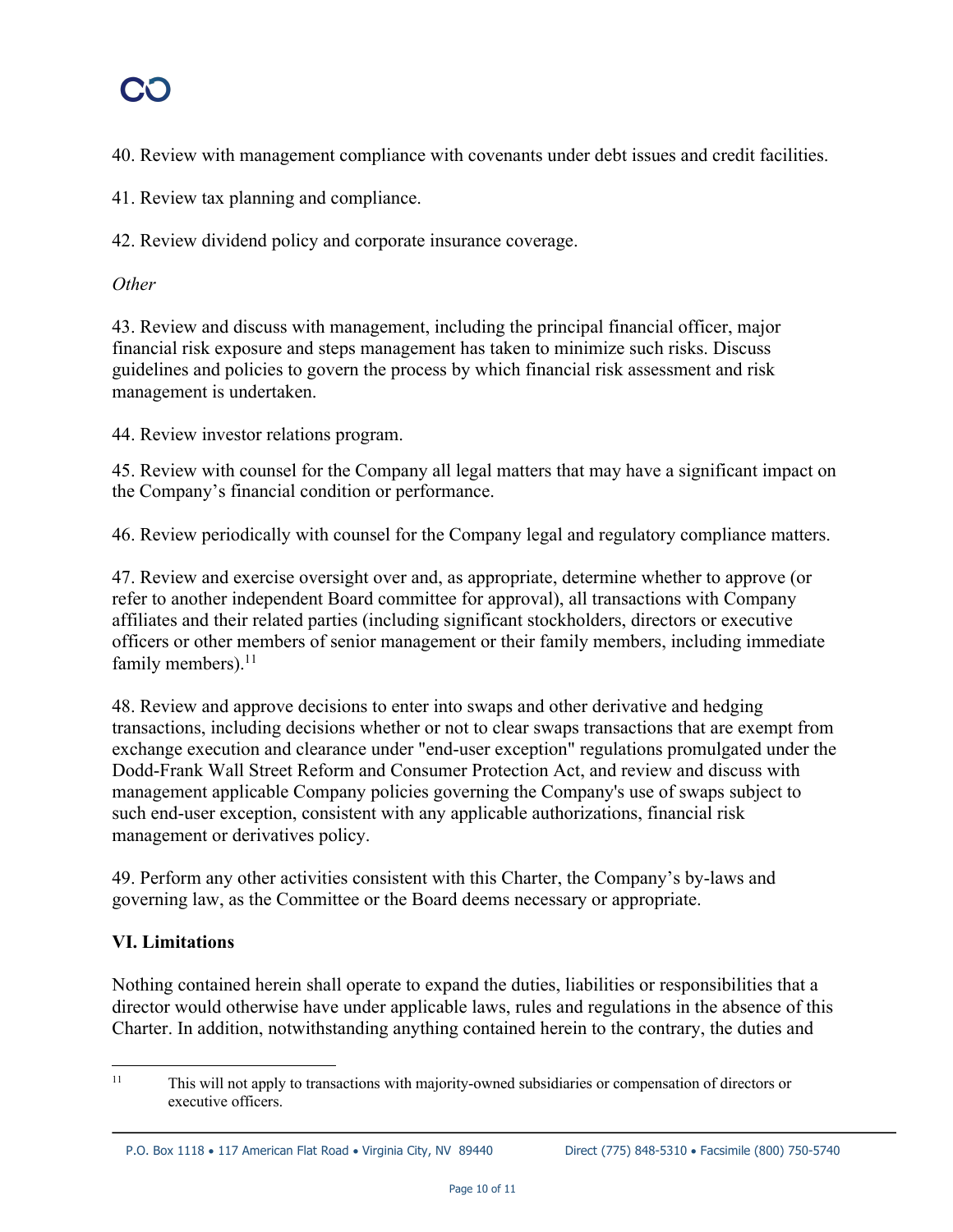40. Review with management compliance with covenants under debt issues and credit facilities.

41. Review tax planning and compliance.

42. Review dividend policy and corporate insurance coverage.

*Other*

43. Review and discuss with management, including the principal financial officer, major financial risk exposure and steps management has taken to minimize such risks. Discuss guidelines and policies to govern the process by which financial risk assessment and risk management is undertaken.

44. Review investor relations program.

45. Review with counsel for the Company all legal matters that may have a significant impact on the Company's financial condition or performance.

46. Review periodically with counsel for the Company legal and regulatory compliance matters.

47. Review and exercise oversight over and, as appropriate, determine whether to approve (or refer to another independent Board committee for approval), all transactions with Company affiliates and their related parties (including significant stockholders, directors or executive officers or other members of senior management or their family members, including immediate family members).[11]

48. Review and approve decisions to enter into swaps and other derivative and hedging transactions, including decisions whether or not to clear swaps transactions that are exempt from exchange execution and clearance under "end-user exception" regulations promulgated under the Dodd-Frank Wall Street Reform and Consumer Protection Act, and review and discuss with management applicable Company policies governing the Company's use of swaps subject to such end-user exception, consistent with any applicable authorizations, financial risk management or derivatives policy.

49. Perform any other activities consistent with this Charter, the Company's by-laws and governing law, as the Committee or the Board deems necessary or appropriate.

## VI. Limitations

Nothing contained herein shall operate to expand the duties, liabilities or responsibilities that a director would otherwise have under applicable laws, rules and regulations in the absence of this Charter. In addition, notwithstanding anything contained herein to the contrary, the duties and

---

[11] This will not apply to transactions with majority-owned subsidiaries or compensation of directors or executive officers.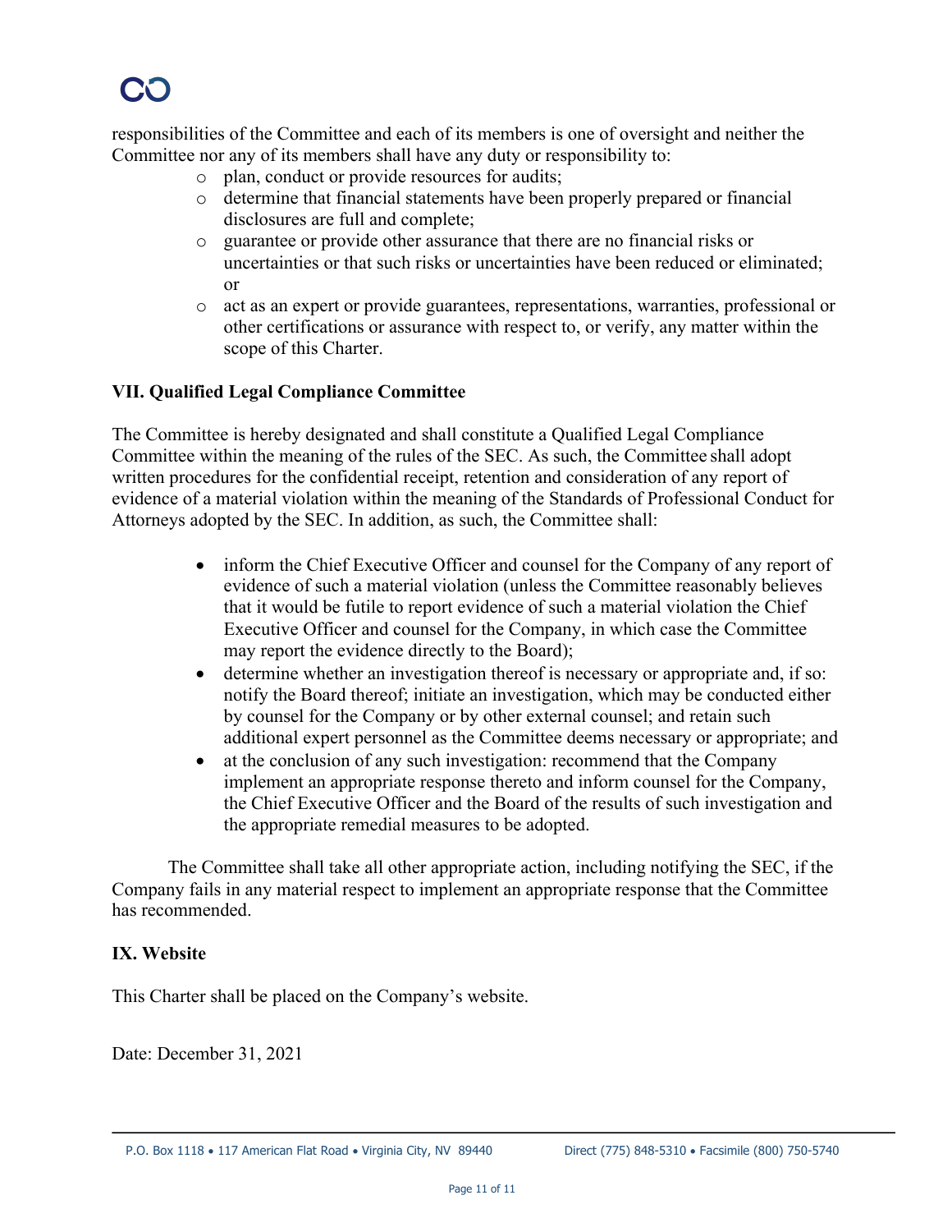responsibilities of the Committee and each of its members is one of oversight and neither the Committee nor any of its members shall have any duty or responsibility to:

- plan, conduct or provide resources for audits;
- determine that financial statements have been properly prepared or financial disclosures are full and complete;
- guarantee or provide other assurance that there are no financial risks or uncertainties or that such risks or uncertainties have been reduced or eliminated; or
- act as an expert or provide guarantees, representations, warranties, professional or other certifications or assurance with respect to, or verify, any matter within the scope of this Charter.

**VII. Qualified Legal Compliance Committee**

The Committee is hereby designated and shall constitute a Qualified Legal Compliance Committee within the meaning of the rules of the SEC. As such, the Committee shall adopt written procedures for the confidential receipt, retention and consideration of any report of evidence of a material violation within the meaning of the Standards of Professional Conduct for Attorneys adopted by the SEC. In addition, as such, the Committee shall:

- inform the Chief Executive Officer and counsel for the Company of any report of evidence of such a material violation (unless the Committee reasonably believes that it would be futile to report evidence of such a material violation the Chief Executive Officer and counsel for the Company, in which case the Committee may report the evidence directly to the Board);
- determine whether an investigation thereof is necessary or appropriate and, if so: notify the Board thereof; initiate an investigation, which may be conducted either by counsel for the Company or by other external counsel; and retain such additional expert personnel as the Committee deems necessary or appropriate; and
- at the conclusion of any such investigation: recommend that the Company implement an appropriate response thereto and inform counsel for the Company, the Chief Executive Officer and the Board of the results of such investigation and the appropriate remedial measures to be adopted.

The Committee shall take all other appropriate action, including notifying the SEC, if the Company fails in any material respect to implement an appropriate response that the Committee has recommended.

**IX. Website**

This Charter shall be placed on the Company's website.

Date: December 31, 2021